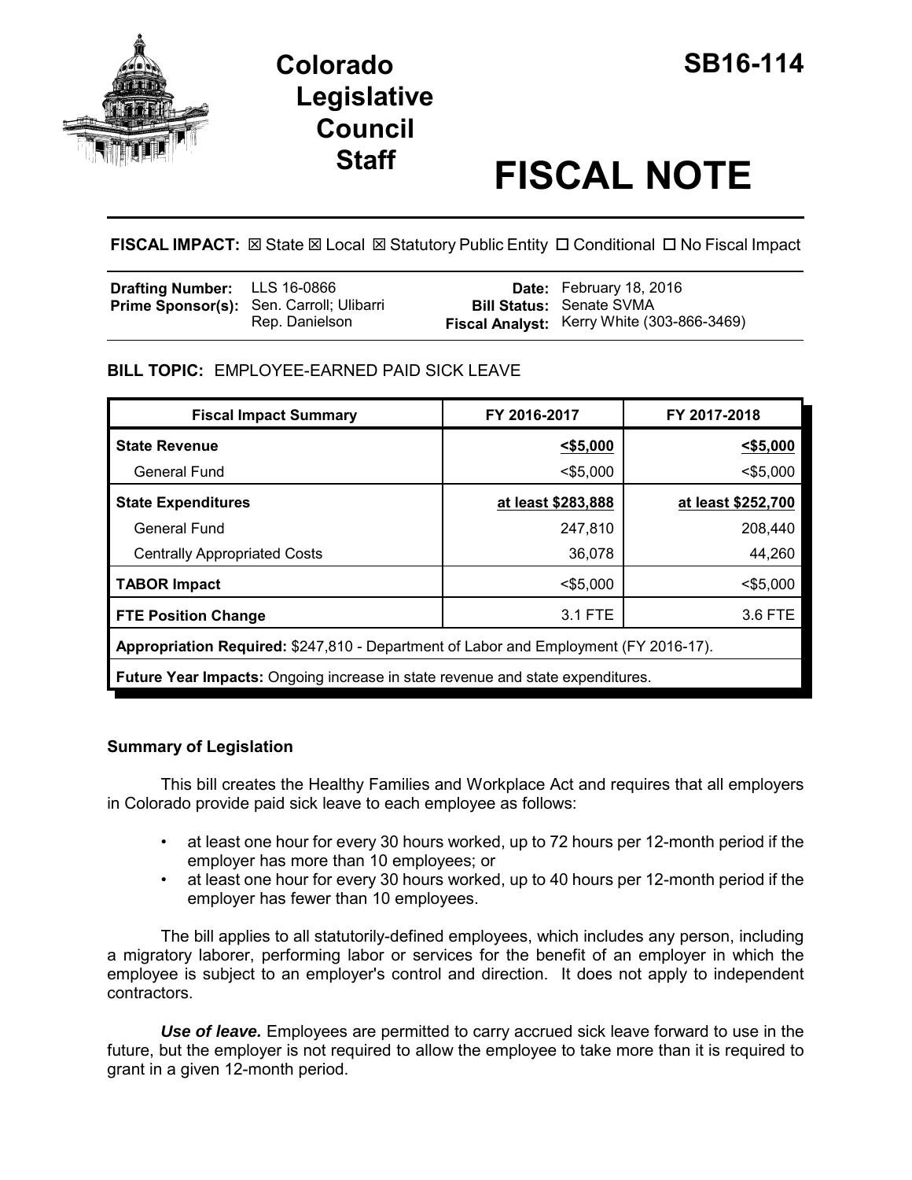# Colorado Legislative Council Staff

# SB16-114

# FISCAL NOTE

**FISCAL IMPACT:** ☒ State ☒ Local ☒ Statutory Public Entity ☐ Conditional ☐ No Fiscal Impact

| | | | |
|---|---|---|---|
| **Drafting Number:** | LLS 16-0866 | **Date:** | February 18, 2016 |
| **Prime Sponsor(s):** | Sen. Carroll; Ulibarri<br>Rep. Danielson | **Bill Status:** | Senate SVMA |
| | | **Fiscal Analyst:** | Kerry White (303-866-3469) |

**BILL TOPIC:** EMPLOYEE-EARNED PAID SICK LEAVE

| Fiscal Impact Summary | FY 2016-2017 | FY 2017-2018 |
|---|---|---|
| **State Revenue** | **<$5,000** | **<$5,000** |
| General Fund | <$5,000 | <$5,000 |
| **State Expenditures** | **at least $283,888** | **at least $252,700** |
| General Fund | 247,810 | 208,440 |
| Centrally Appropriated Costs | 36,078 | 44,260 |
| **TABOR Impact** | <$5,000 | <$5,000 |
| **FTE Position Change** | 3.1 FTE | 3.6 FTE |
| **Appropriation Required:** $247,810 - Department of Labor and Employment (FY 2016-17). | | |
| **Future Year Impacts:** Ongoing increase in state revenue and state expenditures. | | |

## Summary of Legislation

This bill creates the Healthy Families and Workplace Act and requires that all employers in Colorado provide paid sick leave to each employee as follows:

- at least one hour for every 30 hours worked, up to 72 hours per 12-month period if the employer has more than 10 employees; or
- at least one hour for every 30 hours worked, up to 40 hours per 12-month period if the employer has fewer than 10 employees.

The bill applies to all statutorily-defined employees, which includes any person, including a migratory laborer, performing labor or services for the benefit of an employer in which the employee is subject to an employer's control and direction. It does not apply to independent contractors.

***Use of leave.*** Employees are permitted to carry accrued sick leave forward to use in the future, but the employer is not required to allow the employee to take more than it is required to grant in a given 12-month period.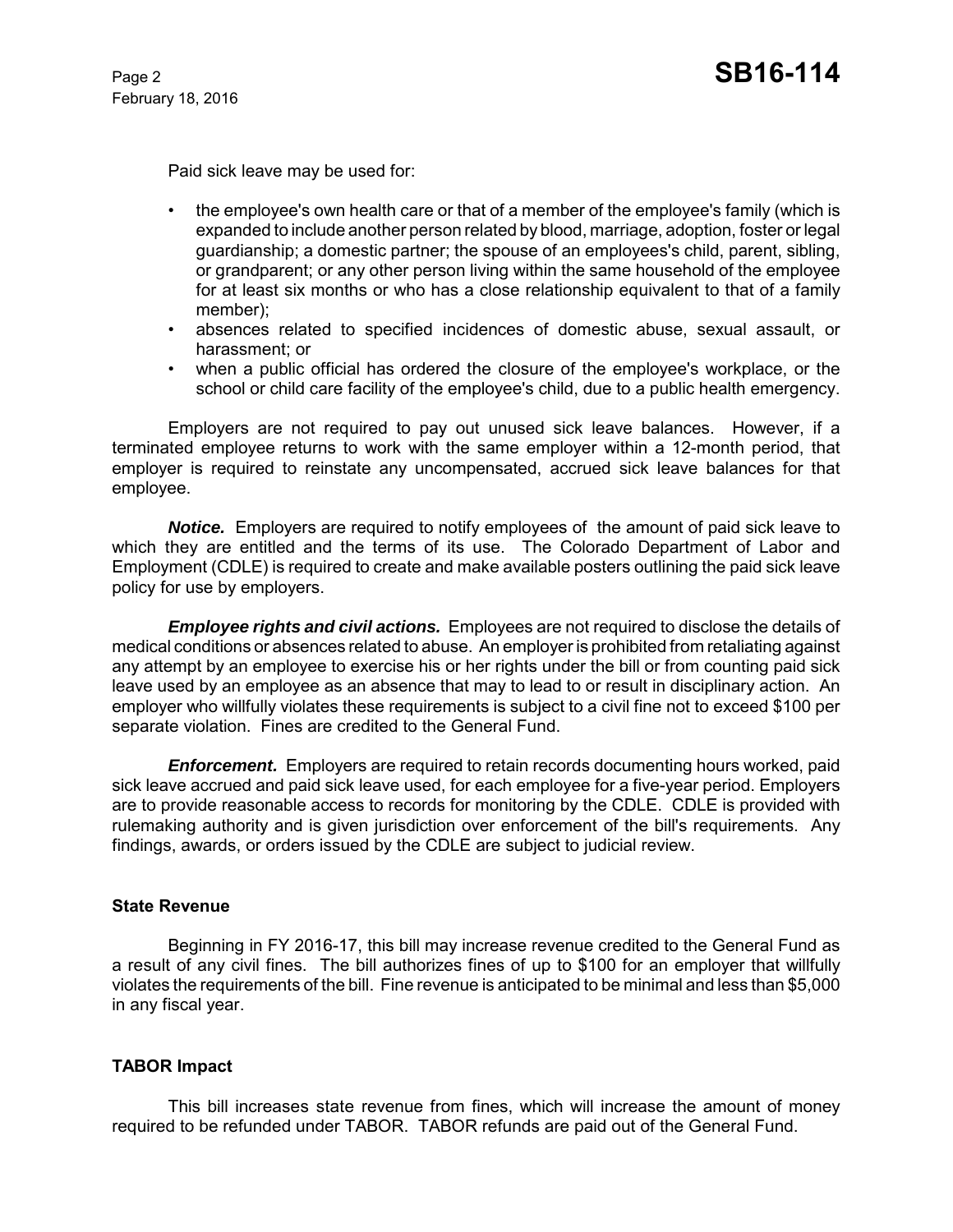Paid sick leave may be used for:

- the employee's own health care or that of a member of the employee's family (which is expanded to include another person related by blood, marriage, adoption, foster or legal guardianship; a domestic partner; the spouse of an employees's child, parent, sibling, or grandparent; or any other person living within the same household of the employee for at least six months or who has a close relationship equivalent to that of a family member);
- absences related to specified incidences of domestic abuse, sexual assault, or harassment; or
- when a public official has ordered the closure of the employee's workplace, or the school or child care facility of the employee's child, due to a public health emergency.

Employers are not required to pay out unused sick leave balances. However, if a terminated employee returns to work with the same employer within a 12-month period, that employer is required to reinstate any uncompensated, accrued sick leave balances for that employee.

***Notice.*** Employers are required to notify employees of the amount of paid sick leave to which they are entitled and the terms of its use. The Colorado Department of Labor and Employment (CDLE) is required to create and make available posters outlining the paid sick leave policy for use by employers.

***Employee rights and civil actions.*** Employees are not required to disclose the details of medical conditions or absences related to abuse. An employer is prohibited from retaliating against any attempt by an employee to exercise his or her rights under the bill or from counting paid sick leave used by an employee as an absence that may to lead to or result in disciplinary action. An employer who willfully violates these requirements is subject to a civil fine not to exceed $100 per separate violation. Fines are credited to the General Fund.

***Enforcement.*** Employers are required to retain records documenting hours worked, paid sick leave accrued and paid sick leave used, for each employee for a five-year period. Employers are to provide reasonable access to records for monitoring by the CDLE. CDLE is provided with rulemaking authority and is given jurisdiction over enforcement of the bill's requirements. Any findings, awards, or orders issued by the CDLE are subject to judicial review.

**State Revenue**

Beginning in FY 2016-17, this bill may increase revenue credited to the General Fund as a result of any civil fines. The bill authorizes fines of up to $100 for an employer that willfully violates the requirements of the bill. Fine revenue is anticipated to be minimal and less than $5,000 in any fiscal year.

**TABOR Impact**

This bill increases state revenue from fines, which will increase the amount of money required to be refunded under TABOR. TABOR refunds are paid out of the General Fund.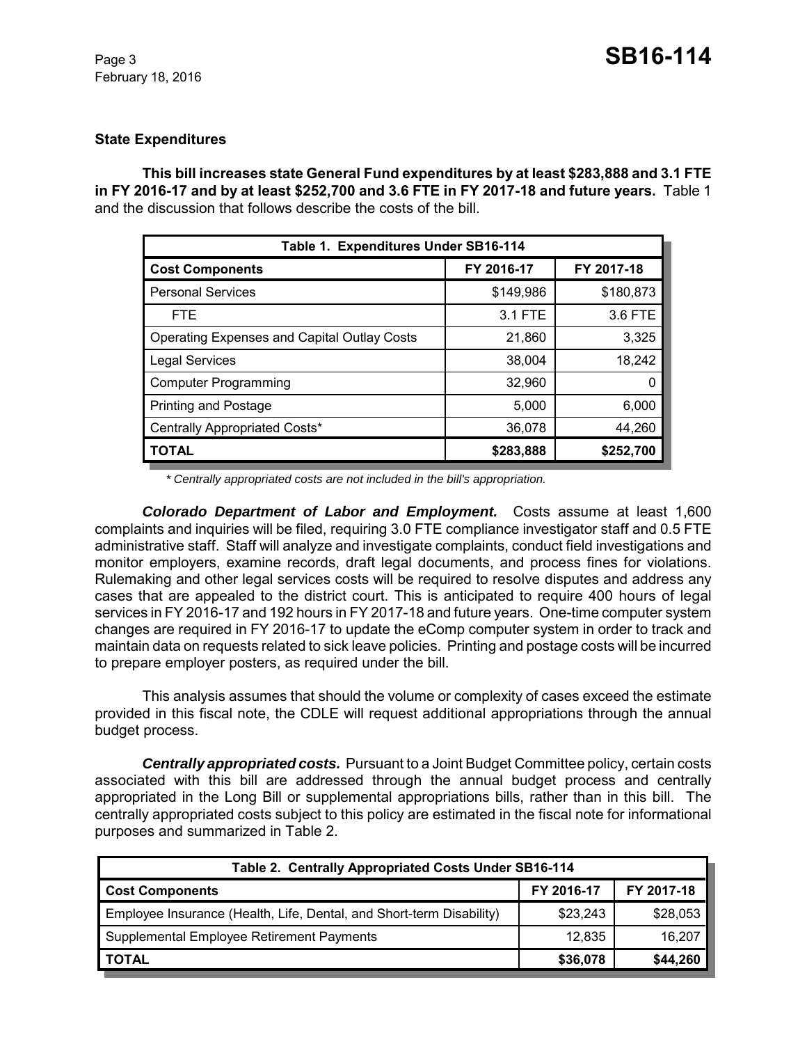### State Expenditures

**This bill increases state General Fund expenditures by at least $283,888 and 3.1 FTE in FY 2016-17 and by at least $252,700 and 3.6 FTE in FY 2017-18 and future years.** Table 1 and the discussion that follows describe the costs of the bill.

| Table 1. Expenditures Under SB16-114 | | |
|---|---|---|
| **Cost Components** | **FY 2016-17** | **FY 2017-18** |
| Personal Services | $149,986 | $180,873 |
| FTE | 3.1 FTE | 3.6 FTE |
| Operating Expenses and Capital Outlay Costs | 21,860 | 3,325 |
| Legal Services | 38,004 | 18,242 |
| Computer Programming | 32,960 | 0 |
| Printing and Postage | 5,000 | 6,000 |
| Centrally Appropriated Costs* | 36,078 | 44,260 |
| **TOTAL** | **$283,888** | **$252,700** |

*\* Centrally appropriated costs are not included in the bill's appropriation.*

***Colorado Department of Labor and Employment.*** Costs assume at least 1,600 complaints and inquiries will be filed, requiring 3.0 FTE compliance investigator staff and 0.5 FTE administrative staff. Staff will analyze and investigate complaints, conduct field investigations and monitor employers, examine records, draft legal documents, and process fines for violations. Rulemaking and other legal services costs will be required to resolve disputes and address any cases that are appealed to the district court. This is anticipated to require 400 hours of legal services in FY 2016-17 and 192 hours in FY 2017-18 and future years. One-time computer system changes are required in FY 2016-17 to update the eComp computer system in order to track and maintain data on requests related to sick leave policies. Printing and postage costs will be incurred to prepare employer posters, as required under the bill.

This analysis assumes that should the volume or complexity of cases exceed the estimate provided in this fiscal note, the CDLE will request additional appropriations through the annual budget process.

***Centrally appropriated costs.*** Pursuant to a Joint Budget Committee policy, certain costs associated with this bill are addressed through the annual budget process and centrally appropriated in the Long Bill or supplemental appropriations bills, rather than in this bill. The centrally appropriated costs subject to this policy are estimated in the fiscal note for informational purposes and summarized in Table 2.

| Table 2. Centrally Appropriated Costs Under SB16-114 | | |
|---|---|---|
| **Cost Components** | **FY 2016-17** | **FY 2017-18** |
| Employee Insurance (Health, Life, Dental, and Short-term Disability) | $23,243 | $28,053 |
| Supplemental Employee Retirement Payments | 12,835 | 16,207 |
| **TOTAL** | **$36,078** | **$44,260** |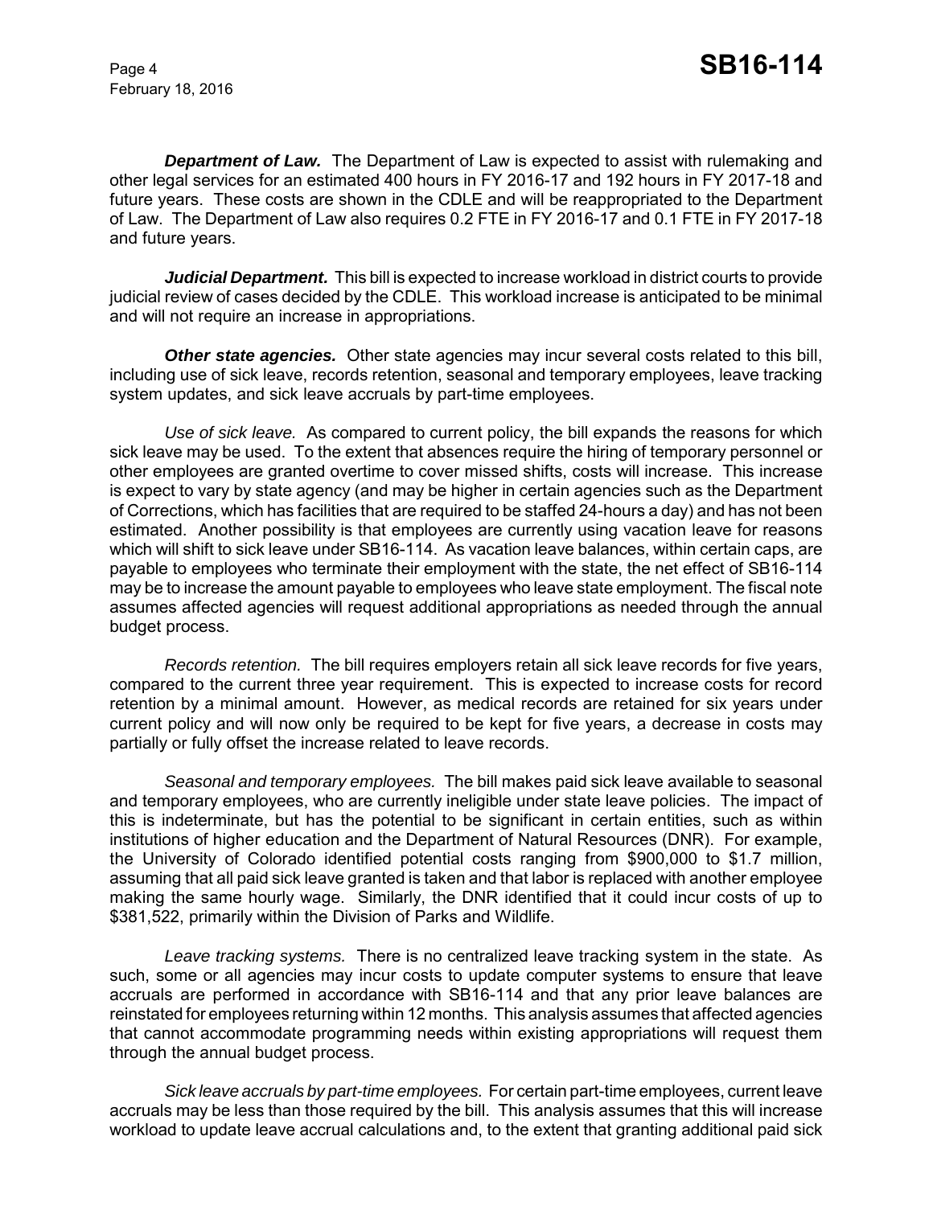***Department of Law.*** The Department of Law is expected to assist with rulemaking and other legal services for an estimated 400 hours in FY 2016-17 and 192 hours in FY 2017-18 and future years. These costs are shown in the CDLE and will be reappropriated to the Department of Law. The Department of Law also requires 0.2 FTE in FY 2016-17 and 0.1 FTE in FY 2017-18 and future years.

***Judicial Department.*** This bill is expected to increase workload in district courts to provide judicial review of cases decided by the CDLE. This workload increase is anticipated to be minimal and will not require an increase in appropriations.

***Other state agencies.*** Other state agencies may incur several costs related to this bill, including use of sick leave, records retention, seasonal and temporary employees, leave tracking system updates, and sick leave accruals by part-time employees.

*Use of sick leave.* As compared to current policy, the bill expands the reasons for which sick leave may be used. To the extent that absences require the hiring of temporary personnel or other employees are granted overtime to cover missed shifts, costs will increase. This increase is expect to vary by state agency (and may be higher in certain agencies such as the Department of Corrections, which has facilities that are required to be staffed 24-hours a day) and has not been estimated. Another possibility is that employees are currently using vacation leave for reasons which will shift to sick leave under SB16-114. As vacation leave balances, within certain caps, are payable to employees who terminate their employment with the state, the net effect of SB16-114 may be to increase the amount payable to employees who leave state employment. The fiscal note assumes affected agencies will request additional appropriations as needed through the annual budget process.

*Records retention.* The bill requires employers retain all sick leave records for five years, compared to the current three year requirement. This is expected to increase costs for record retention by a minimal amount. However, as medical records are retained for six years under current policy and will now only be required to be kept for five years, a decrease in costs may partially or fully offset the increase related to leave records.

*Seasonal and temporary employees.* The bill makes paid sick leave available to seasonal and temporary employees, who are currently ineligible under state leave policies. The impact of this is indeterminate, but has the potential to be significant in certain entities, such as within institutions of higher education and the Department of Natural Resources (DNR). For example, the University of Colorado identified potential costs ranging from $900,000 to $1.7 million, assuming that all paid sick leave granted is taken and that labor is replaced with another employee making the same hourly wage. Similarly, the DNR identified that it could incur costs of up to $381,522, primarily within the Division of Parks and Wildlife.

*Leave tracking systems.* There is no centralized leave tracking system in the state. As such, some or all agencies may incur costs to update computer systems to ensure that leave accruals are performed in accordance with SB16-114 and that any prior leave balances are reinstated for employees returning within 12 months. This analysis assumes that affected agencies that cannot accommodate programming needs within existing appropriations will request them through the annual budget process.

*Sick leave accruals by part-time employees.* For certain part-time employees, current leave accruals may be less than those required by the bill. This analysis assumes that this will increase workload to update leave accrual calculations and, to the extent that granting additional paid sick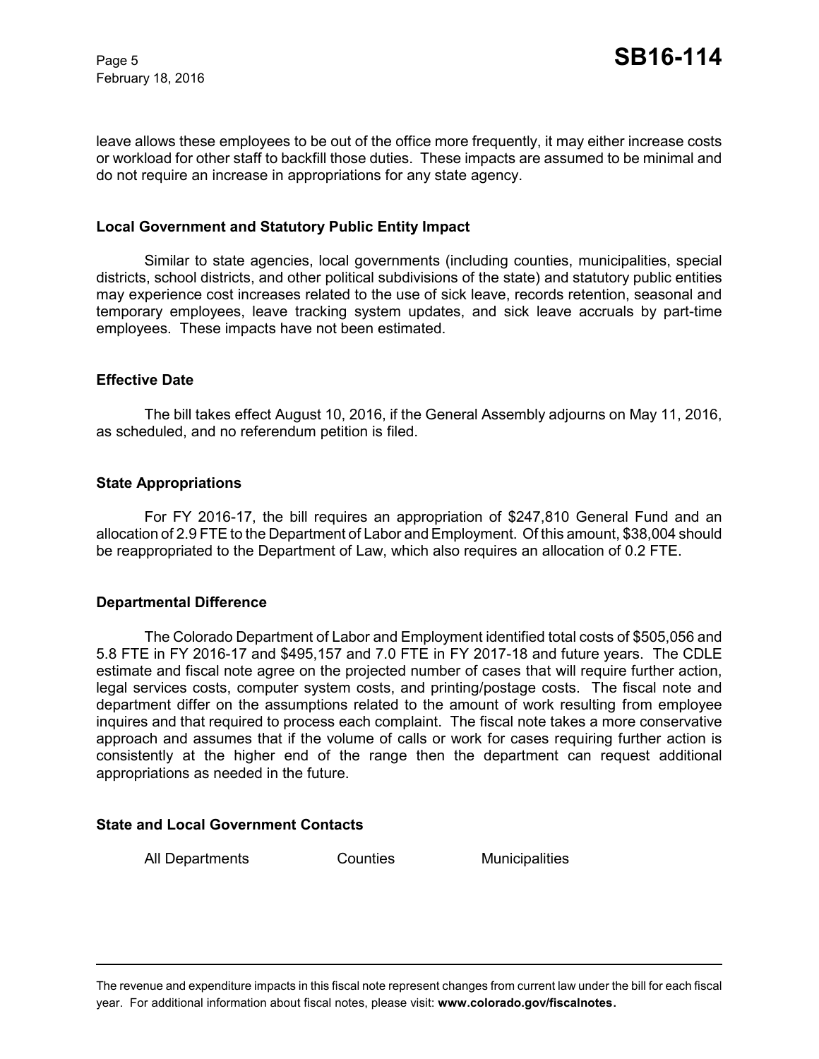leave allows these employees to be out of the office more frequently, it may either increase costs or workload for other staff to backfill those duties. These impacts are assumed to be minimal and do not require an increase in appropriations for any state agency.

### Local Government and Statutory Public Entity Impact

Similar to state agencies, local governments (including counties, municipalities, special districts, school districts, and other political subdivisions of the state) and statutory public entities may experience cost increases related to the use of sick leave, records retention, seasonal and temporary employees, leave tracking system updates, and sick leave accruals by part-time employees. These impacts have not been estimated.

### Effective Date

The bill takes effect August 10, 2016, if the General Assembly adjourns on May 11, 2016, as scheduled, and no referendum petition is filed.

### State Appropriations

For FY 2016-17, the bill requires an appropriation of $247,810 General Fund and an allocation of 2.9 FTE to the Department of Labor and Employment. Of this amount, $38,004 should be reappropriated to the Department of Law, which also requires an allocation of 0.2 FTE.

### Departmental Difference

The Colorado Department of Labor and Employment identified total costs of $505,056 and 5.8 FTE in FY 2016-17 and $495,157 and 7.0 FTE in FY 2017-18 and future years. The CDLE estimate and fiscal note agree on the projected number of cases that will require further action, legal services costs, computer system costs, and printing/postage costs. The fiscal note and department differ on the assumptions related to the amount of work resulting from employee inquires and that required to process each complaint. The fiscal note takes a more conservative approach and assumes that if the volume of calls or work for cases requiring further action is consistently at the higher end of the range then the department can request additional appropriations as needed in the future.

### State and Local Government Contacts

| | | |
|---|---|---|
| All Departments | Counties | Municipalities |

The revenue and expenditure impacts in this fiscal note represent changes from current law under the bill for each fiscal year. For additional information about fiscal notes, please visit: **www.colorado.gov/fiscalnotes.**